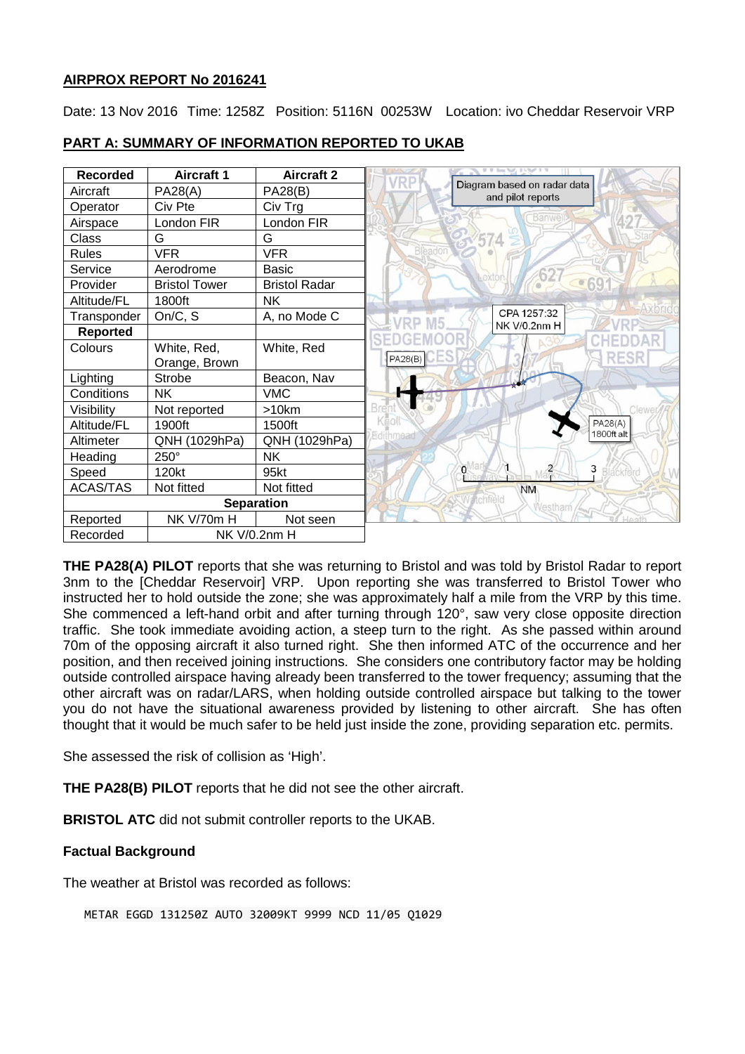**AIRPROX REPORT No 2016241**

Date: 13 Nov 2016 Time: 1258Z Position: 5116N 00253W Location: ivo Cheddar Reservoir VRP

**PART A: SUMMARY OF INFORMATION REPORTED TO UKAB**

| Recorded | Aircraft 1 | Aircraft 2 |
|---|---|---|
| Aircraft | PA28(A) | PA28(B) |
| Operator | Civ Pte | Civ Trg |
| Airspace | London FIR | London FIR |
| Class | G | G |
| Rules | VFR | VFR |
| Service | Aerodrome | Basic |
| Provider | Bristol Tower | Bristol Radar |
| Altitude/FL | 1800ft | NK |
| Transponder | On/C, S | A, no Mode C |
| **Reported** | | |
| Colours | White, Red, Orange, Brown | White, Red |
| Lighting | Strobe | Beacon, Nav |
| Conditions | NK | VMC |
| Visibility | Not reported | >10km |
| Altitude/FL | 1900ft | 1500ft |
| Altimeter | QNH (1029hPa) | QNH (1029hPa) |
| Heading | 250° | NK |
| Speed | 120kt | 95kt |
| ACAS/TAS | Not fitted | Not fitted |
| **Separation** | | |
| Reported | NK V/70m H | Not seen |
| Recorded | NK V/0.2nm H | |

Diagram based on radar data and pilot reports

CPA 1257:32
NK V/0.2nm H

PA28(B)

PA28(A)
1800ft alt

**THE PA28(A) PILOT** reports that she was returning to Bristol and was told by Bristol Radar to report 3nm to the [Cheddar Reservoir] VRP. Upon reporting she was transferred to Bristol Tower who instructed her to hold outside the zone; she was approximately half a mile from the VRP by this time. She commenced a left-hand orbit and after turning through 120°, saw very close opposite direction traffic. She took immediate avoiding action, a steep turn to the right. As she passed within around 70m of the opposing aircraft it also turned right. She then informed ATC of the occurrence and her position, and then received joining instructions. She considers one contributory factor may be holding outside controlled airspace having already been transferred to the tower frequency; assuming that the other aircraft was on radar/LARS, when holding outside controlled airspace but talking to the tower you do not have the situational awareness provided by listening to other aircraft. She has often thought that it would be much safer to be held just inside the zone, providing separation etc. permits.

She assessed the risk of collision as 'High'.

**THE PA28(B) PILOT** reports that he did not see the other aircraft.

**BRISTOL ATC** did not submit controller reports to the UKAB.

**Factual Background**

The weather at Bristol was recorded as follows:

```
METAR EGGD 131250Z AUTO 32009KT 9999 NCD 11/05 Q1029
```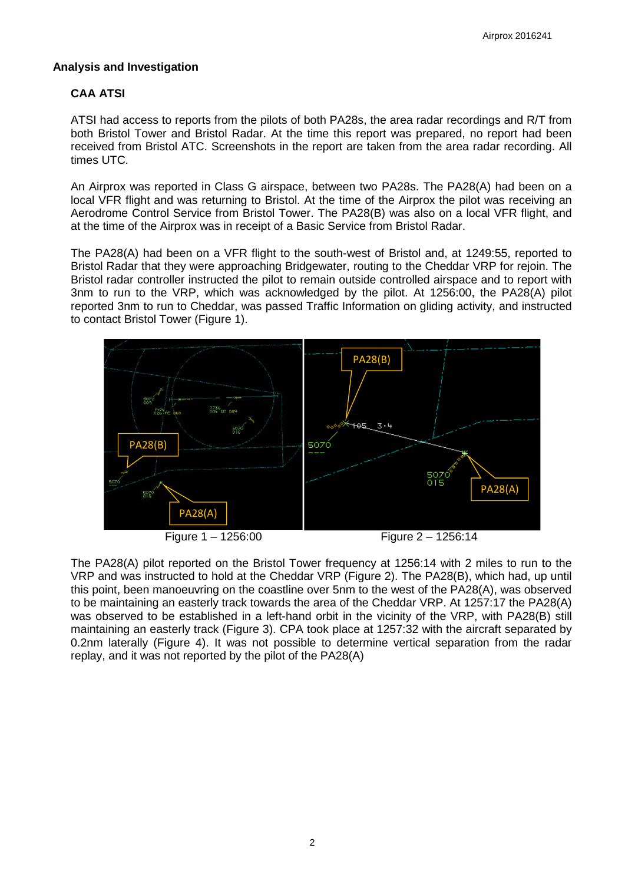## Analysis and Investigation

### CAA ATSI

ATSI had access to reports from the pilots of both PA28s, the area radar recordings and R/T from both Bristol Tower and Bristol Radar. At the time this report was prepared, no report had been received from Bristol ATC. Screenshots in the report are taken from the area radar recording. All times UTC.

An Airprox was reported in Class G airspace, between two PA28s. The PA28(A) had been on a local VFR flight and was returning to Bristol. At the time of the Airprox the pilot was receiving an Aerodrome Control Service from Bristol Tower. The PA28(B) was also on a local VFR flight, and at the time of the Airprox was in receipt of a Basic Service from Bristol Radar.

The PA28(A) had been on a VFR flight to the south-west of Bristol and, at 1249:55, reported to Bristol Radar that they were approaching Bridgewater, routing to the Cheddar VRP for rejoin. The Bristol radar controller instructed the pilot to remain outside controlled airspace and to report with 3nm to run to the VRP, which was acknowledged by the pilot. At 1256:00, the PA28(A) pilot reported 3nm to run to Cheddar, was passed Traffic Information on gliding activity, and instructed to contact Bristol Tower (Figure 1).

Figure 1 – 1256:00

Figure 2 – 1256:14

The PA28(A) pilot reported on the Bristol Tower frequency at 1256:14 with 2 miles to run to the VRP and was instructed to hold at the Cheddar VRP (Figure 2). The PA28(B), which had, up until this point, been manoeuvring on the coastline over 5nm to the west of the PA28(A), was observed to be maintaining an easterly track towards the area of the Cheddar VRP. At 1257:17 the PA28(A) was observed to be established in a left-hand orbit in the vicinity of the VRP, with PA28(B) still maintaining an easterly track (Figure 3). CPA took place at 1257:32 with the aircraft separated by 0.2nm laterally (Figure 4). It was not possible to determine vertical separation from the radar replay, and it was not reported by the pilot of the PA28(A)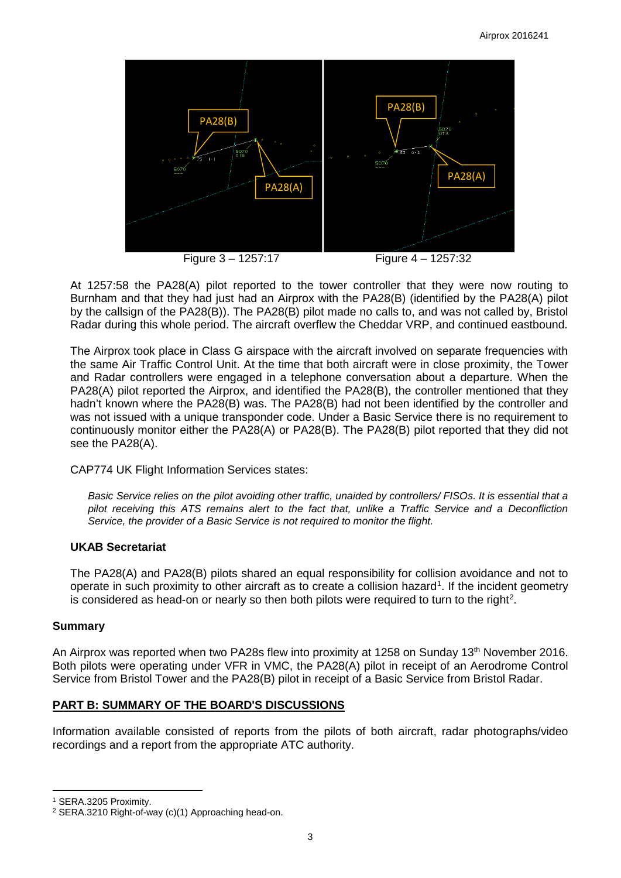Figure 3 – 1257:17

Figure 4 – 1257:32

At 1257:58 the PA28(A) pilot reported to the tower controller that they were now routing to Burnham and that they had just had an Airprox with the PA28(B) (identified by the PA28(A) pilot by the callsign of the PA28(B)). The PA28(B) pilot made no calls to, and was not called by, Bristol Radar during this whole period. The aircraft overflew the Cheddar VRP, and continued eastbound.

The Airprox took place in Class G airspace with the aircraft involved on separate frequencies with the same Air Traffic Control Unit. At the time that both aircraft were in close proximity, the Tower and Radar controllers were engaged in a telephone conversation about a departure. When the PA28(A) pilot reported the Airprox, and identified the PA28(B), the controller mentioned that they hadn't known where the PA28(B) was. The PA28(B) had not been identified by the controller and was not issued with a unique transponder code. Under a Basic Service there is no requirement to continuously monitor either the PA28(A) or PA28(B). The PA28(B) pilot reported that they did not see the PA28(A).

CAP774 UK Flight Information Services states:

*Basic Service relies on the pilot avoiding other traffic, unaided by controllers/ FISOs. It is essential that a pilot receiving this ATS remains alert to the fact that, unlike a Traffic Service and a Deconfliction Service, the provider of a Basic Service is not required to monitor the flight.*

### UKAB Secretariat

The PA28(A) and PA28(B) pilots shared an equal responsibility for collision avoidance and not to operate in such proximity to other aircraft as to create a collision hazard[1]. If the incident geometry is considered as head-on or nearly so then both pilots were required to turn to the right[2].

## Summary

An Airprox was reported when two PA28s flew into proximity at 1258 on Sunday 13th November 2016. Both pilots were operating under VFR in VMC, the PA28(A) pilot in receipt of an Aerodrome Control Service from Bristol Tower and the PA28(B) pilot in receipt of a Basic Service from Bristol Radar.

## PART B: SUMMARY OF THE BOARD'S DISCUSSIONS

Information available consisted of reports from the pilots of both aircraft, radar photographs/video recordings and a report from the appropriate ATC authority.

[1] SERA.3205 Proximity.
[2] SERA.3210 Right-of-way (c)(1) Approaching head-on.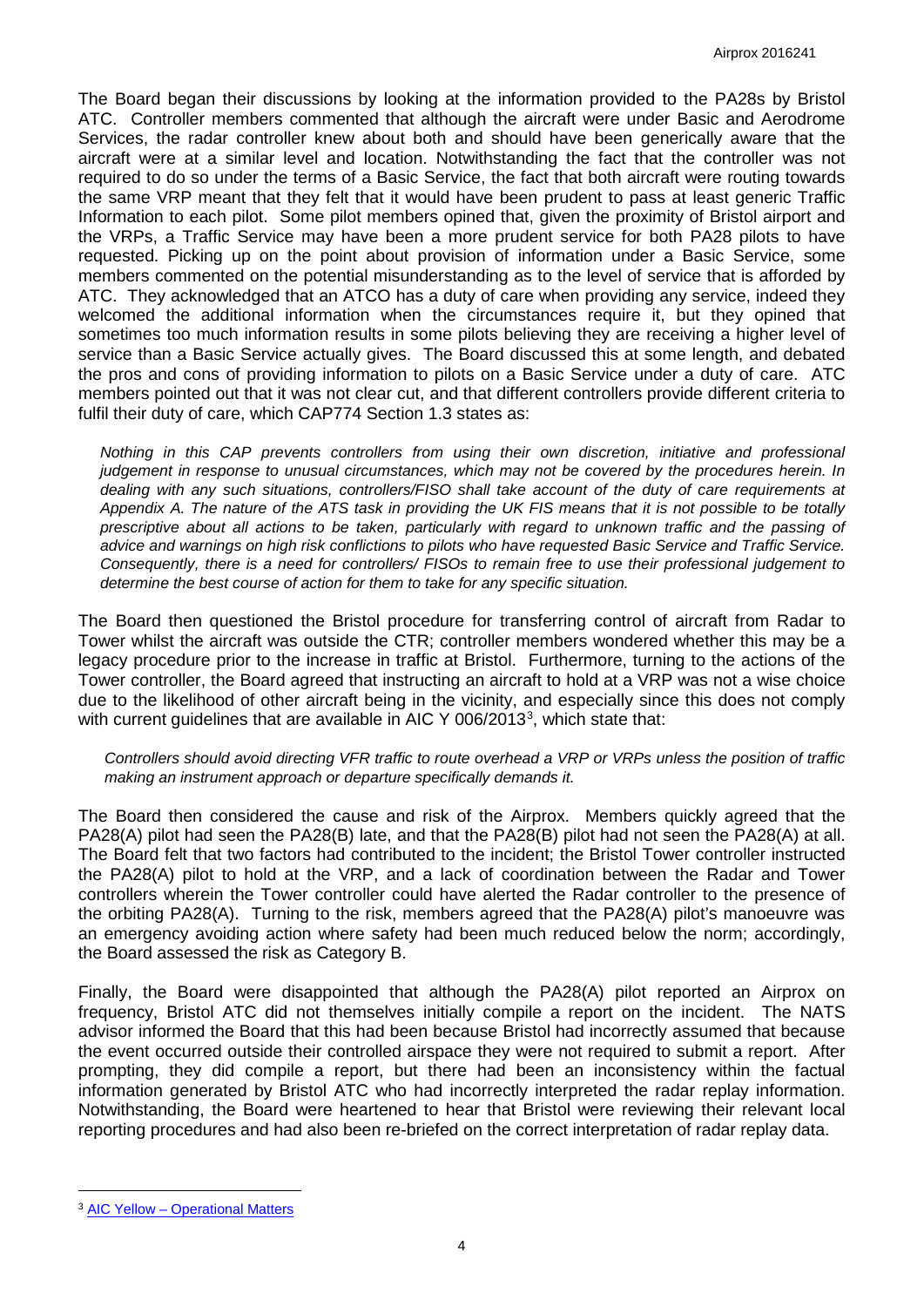The Board began their discussions by looking at the information provided to the PA28s by Bristol ATC. Controller members commented that although the aircraft were under Basic and Aerodrome Services, the radar controller knew about both and should have been generically aware that the aircraft were at a similar level and location. Notwithstanding the fact that the controller was not required to do so under the terms of a Basic Service, the fact that both aircraft were routing towards the same VRP meant that they felt that it would have been prudent to pass at least generic Traffic Information to each pilot. Some pilot members opined that, given the proximity of Bristol airport and the VRPs, a Traffic Service may have been a more prudent service for both PA28 pilots to have requested. Picking up on the point about provision of information under a Basic Service, some members commented on the potential misunderstanding as to the level of service that is afforded by ATC. They acknowledged that an ATCO has a duty of care when providing any service, indeed they welcomed the additional information when the circumstances require it, but they opined that sometimes too much information results in some pilots believing they are receiving a higher level of service than a Basic Service actually gives. The Board discussed this at some length, and debated the pros and cons of providing information to pilots on a Basic Service under a duty of care. ATC members pointed out that it was not clear cut, and that different controllers provide different criteria to fulfil their duty of care, which CAP774 Section 1.3 states as:

*Nothing in this CAP prevents controllers from using their own discretion, initiative and professional judgement in response to unusual circumstances, which may not be covered by the procedures herein. In dealing with any such situations, controllers/FISO shall take account of the duty of care requirements at Appendix A. The nature of the ATS task in providing the UK FIS means that it is not possible to be totally prescriptive about all actions to be taken, particularly with regard to unknown traffic and the passing of advice and warnings on high risk conflictions to pilots who have requested Basic Service and Traffic Service. Consequently, there is a need for controllers/ FISOs to remain free to use their professional judgement to determine the best course of action for them to take for any specific situation.*

The Board then questioned the Bristol procedure for transferring control of aircraft from Radar to Tower whilst the aircraft was outside the CTR; controller members wondered whether this may be a legacy procedure prior to the increase in traffic at Bristol. Furthermore, turning to the actions of the Tower controller, the Board agreed that instructing an aircraft to hold at a VRP was not a wise choice due to the likelihood of other aircraft being in the vicinity, and especially since this does not comply with current guidelines that are available in AIC Y 006/2013[3], which state that:

*Controllers should avoid directing VFR traffic to route overhead a VRP or VRPs unless the position of traffic making an instrument approach or departure specifically demands it.*

The Board then considered the cause and risk of the Airprox. Members quickly agreed that the PA28(A) pilot had seen the PA28(B) late, and that the PA28(B) pilot had not seen the PA28(A) at all. The Board felt that two factors had contributed to the incident; the Bristol Tower controller instructed the PA28(A) pilot to hold at the VRP, and a lack of coordination between the Radar and Tower controllers wherein the Tower controller could have alerted the Radar controller to the presence of the orbiting PA28(A). Turning to the risk, members agreed that the PA28(A) pilot's manoeuvre was an emergency avoiding action where safety had been much reduced below the norm; accordingly, the Board assessed the risk as Category B.

Finally, the Board were disappointed that although the PA28(A) pilot reported an Airprox on frequency, Bristol ATC did not themselves initially compile a report on the incident. The NATS advisor informed the Board that this had been because Bristol had incorrectly assumed that because the event occurred outside their controlled airspace they were not required to submit a report. After prompting, they did compile a report, but there had been an inconsistency within the factual information generated by Bristol ATC who had incorrectly interpreted the radar replay information. Notwithstanding, the Board were heartened to hear that Bristol were reviewing their relevant local reporting procedures and had also been re-briefed on the correct interpretation of radar replay data.

---

[3] AIC Yellow – Operational Matters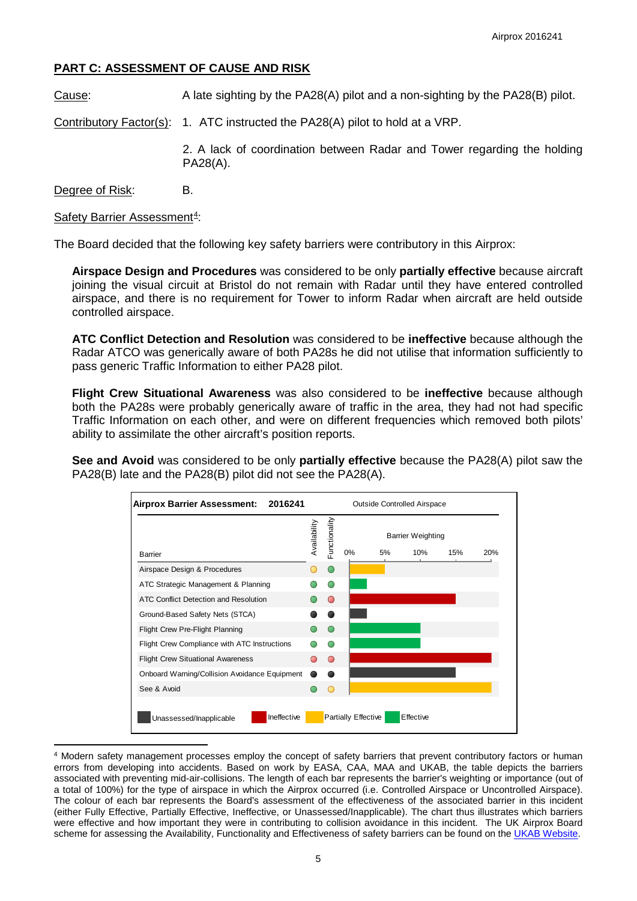## PART C: ASSESSMENT OF CAUSE AND RISK

Cause: A late sighting by the PA28(A) pilot and a non-sighting by the PA28(B) pilot.

Contributory Factor(s):
1. ATC instructed the PA28(A) pilot to hold at a VRP.
2. A lack of coordination between Radar and Tower regarding the holding PA28(A).

Degree of Risk: B.

Safety Barrier Assessment[4]:

The Board decided that the following key safety barriers were contributory in this Airprox:

**Airspace Design and Procedures** was considered to be only **partially effective** because aircraft joining the visual circuit at Bristol do not remain with Radar until they have entered controlled airspace, and there is no requirement for Tower to inform Radar when aircraft are held outside controlled airspace.

**ATC Conflict Detection and Resolution** was considered to be **ineffective** because although the Radar ATCO was generically aware of both PA28s he did not utilise that information sufficiently to pass generic Traffic Information to either PA28 pilot.

**Flight Crew Situational Awareness** was also considered to be **ineffective** because although both the PA28s were probably generically aware of traffic in the area, they had not had specific Traffic Information on each other, and were on different frequencies which removed both pilots' ability to assimilate the other aircraft's position reports.

**See and Avoid** was considered to be only **partially effective** because the PA28(A) pilot saw the PA28(B) late and the PA28(B) pilot did not see the PA28(A).

Airprox Barrier Assessment: 2016241
Outside Controlled Airspace

Barrier
Availability
Functionality
Barrier Weighting
0% 5% 10% 15% 20%

Airspace Design & Procedures
ATC Strategic Management & Planning
ATC Conflict Detection and Resolution
Ground-Based Safety Nets (STCA)
Flight Crew Pre-Flight Planning
Flight Crew Compliance with ATC Instructions
Flight Crew Situational Awareness
Onboard Warning/Collision Avoidance Equipment
See & Avoid

Unassessed/Inapplicable
Ineffective
Partially Effective
Effective

[4] Modern safety management processes employ the concept of safety barriers that prevent contributory factors or human errors from developing into accidents. Based on work by EASA, CAA, MAA and UKAB, the table depicts the barriers associated with preventing mid-air-collisions. The length of each bar represents the barrier's weighting or importance (out of a total of 100%) for the type of airspace in which the Airprox occurred (i.e. Controlled Airspace or Uncontrolled Airspace). The colour of each bar represents the Board's assessment of the effectiveness of the associated barrier in this incident (either Fully Effective, Partially Effective, Ineffective, or Unassessed/Inapplicable). The chart thus illustrates which barriers were effective and how important they were in contributing to collision avoidance in this incident. The UK Airprox Board scheme for assessing the Availability, Functionality and Effectiveness of safety barriers can be found on the UKAB Website.